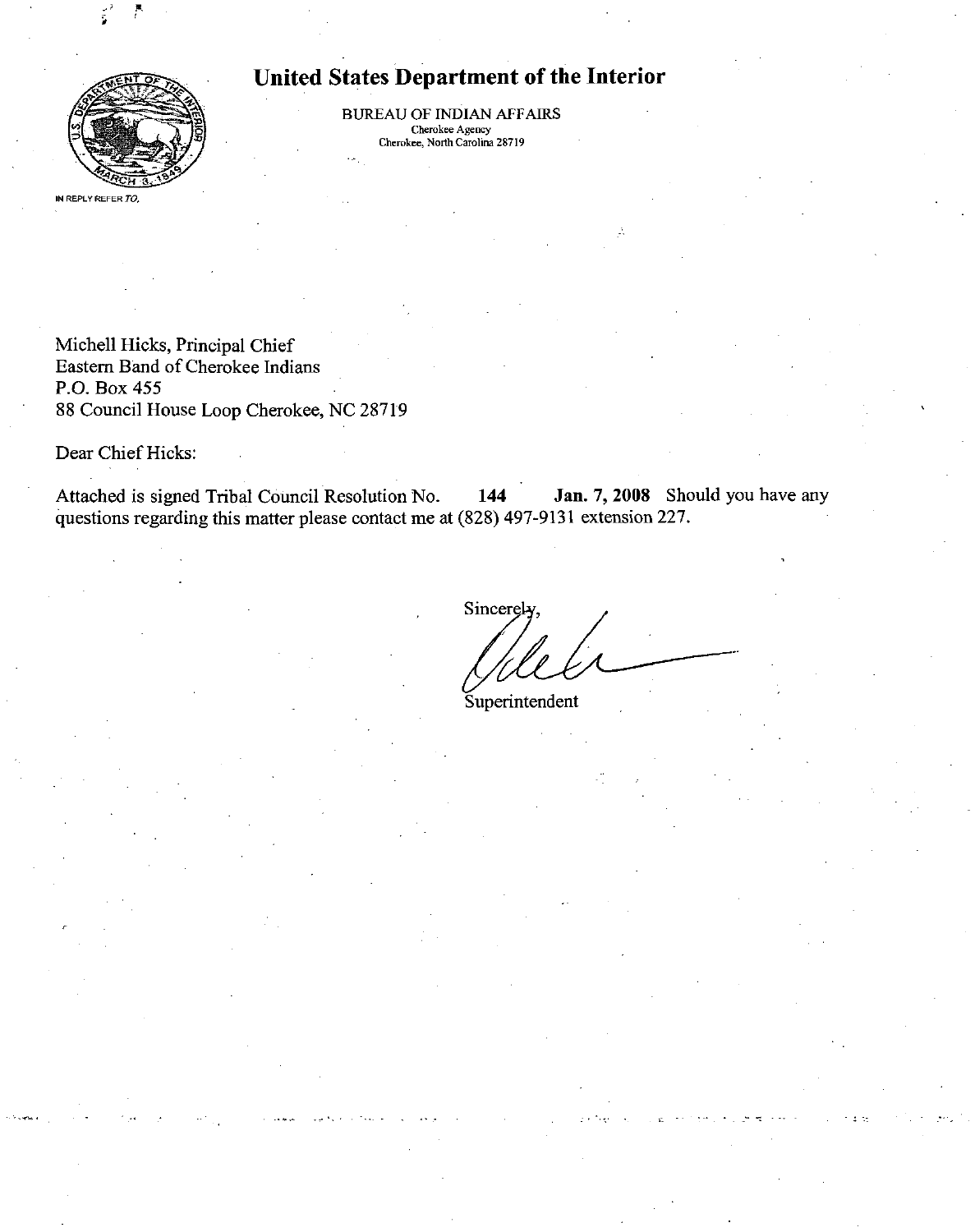# United States Department of the Interior

BUREAU OF INDIAN AFFAIRS
Cherokee Agency
Cherokee, North Carolina 28719

IN REPLY REFER TO,

Michell Hicks, Principal Chief
Eastern Band of Cherokee Indians
P.O. Box 455
88 Council House Loop Cherokee, NC 28719

Dear Chief Hicks:

Attached is signed Tribal Council Resolution No. **144** **Jan. 7, 2008** Should you have any questions regarding this matter please contact me at (828) 497-9131 extension 227.

Sincerely,

Superintendent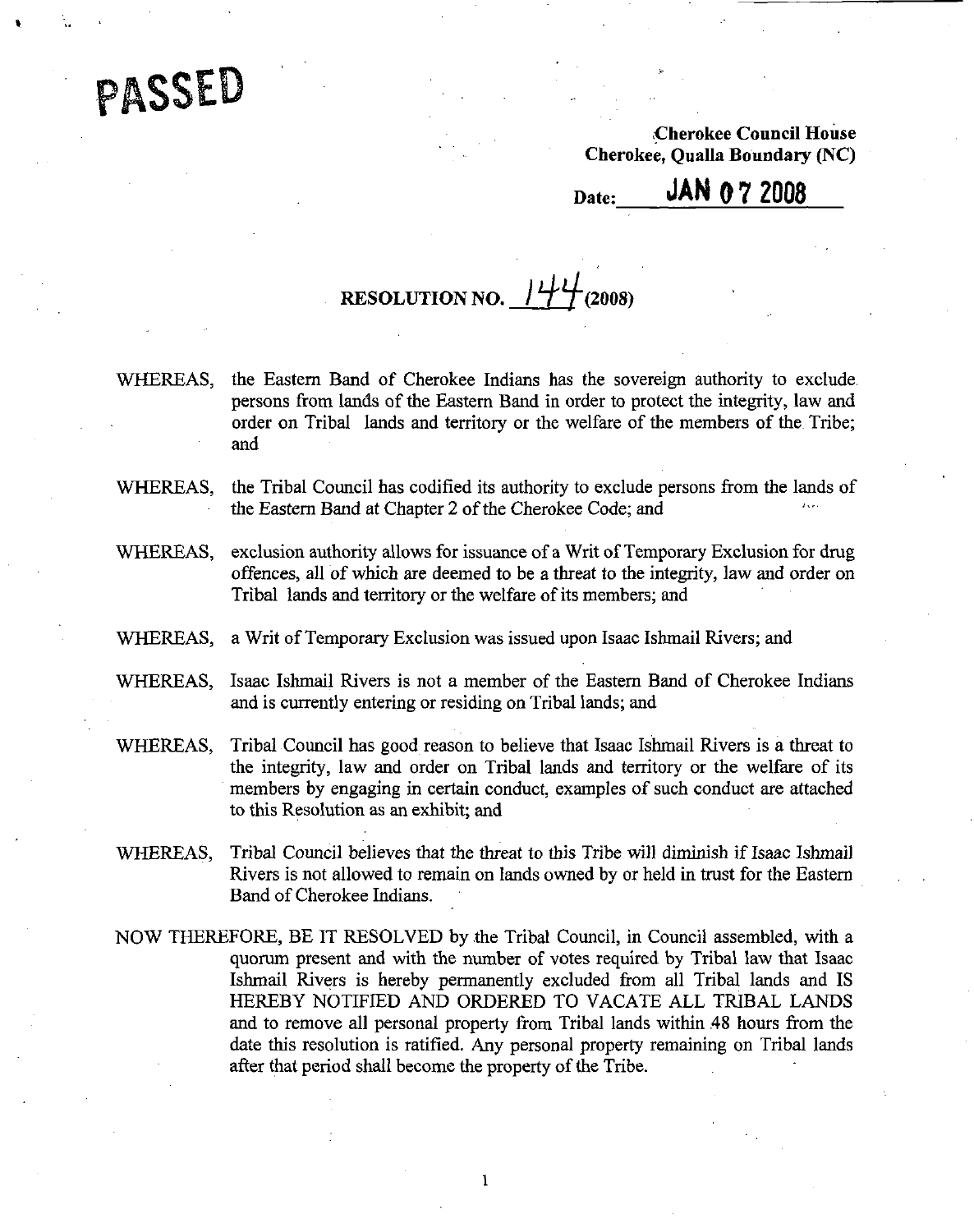**PASSED**

**Cherokee Council House**
**Cherokee, Qualla Boundary (NC)**

**Date: JAN 07 2008**

## RESOLUTION NO. 144 (2008)

WHEREAS, the Eastern Band of Cherokee Indians has the sovereign authority to exclude persons from lands of the Eastern Band in order to protect the integrity, law and order on Tribal lands and territory or the welfare of the members of the Tribe; and

WHEREAS, the Tribal Council has codified its authority to exclude persons from the lands of the Eastern Band at Chapter 2 of the Cherokee Code; and

WHEREAS, exclusion authority allows for issuance of a Writ of Temporary Exclusion for drug offences, all of which are deemed to be a threat to the integrity, law and order on Tribal lands and territory or the welfare of its members; and

WHEREAS, a Writ of Temporary Exclusion was issued upon Isaac Ishmail Rivers; and

WHEREAS, Isaac Ishmail Rivers is not a member of the Eastern Band of Cherokee Indians and is currently entering or residing on Tribal lands; and

WHEREAS, Tribal Council has good reason to believe that Isaac Ishmail Rivers is a threat to the integrity, law and order on Tribal lands and territory or the welfare of its members by engaging in certain conduct, examples of such conduct are attached to this Resolution as an exhibit; and

WHEREAS, Tribal Council believes that the threat to this Tribe will diminish if Isaac Ishmail Rivers is not allowed to remain on lands owned by or held in trust for the Eastern Band of Cherokee Indians.

NOW THEREFORE, BE IT RESOLVED by the Tribal Council, in Council assembled, with a quorum present and with the number of votes required by Tribal law that Isaac Ishmail Rivers is hereby permanently excluded from all Tribal lands and IS HEREBY NOTIFIED AND ORDERED TO VACATE ALL TRIBAL LANDS and to remove all personal property from Tribal lands within 48 hours from the date this resolution is ratified. Any personal property remaining on Tribal lands after that period shall become the property of the Tribe.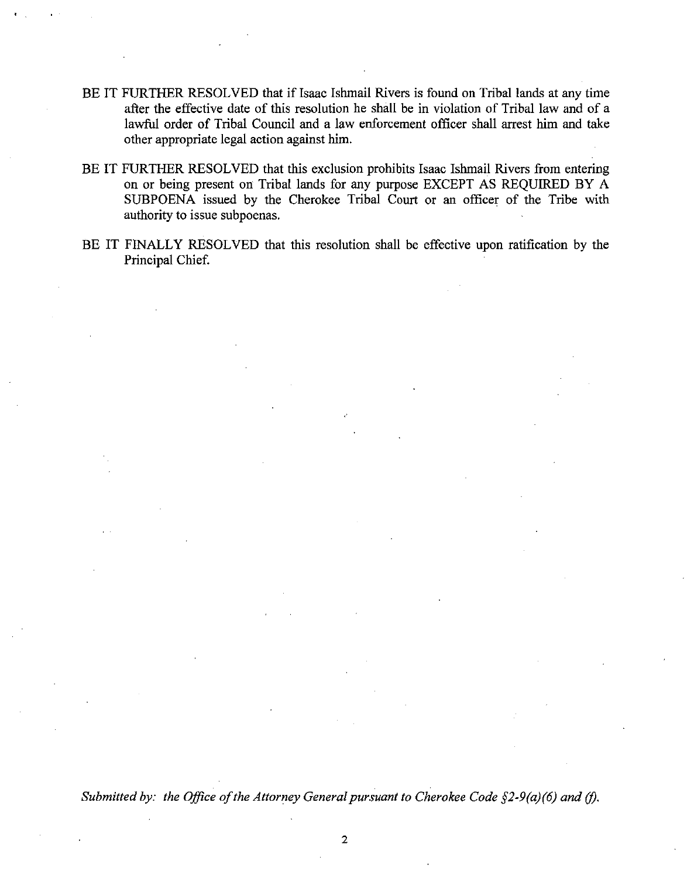BE IT FURTHER RESOLVED that if Isaac Ishmail Rivers is found on Tribal lands at any time after the effective date of this resolution he shall be in violation of Tribal law and of a lawful order of Tribal Council and a law enforcement officer shall arrest him and take other appropriate legal action against him.

BE IT FURTHER RESOLVED that this exclusion prohibits Isaac Ishmail Rivers from entering on or being present on Tribal lands for any purpose EXCEPT AS REQUIRED BY A SUBPOENA issued by the Cherokee Tribal Court or an officer of the Tribe with authority to issue subpoenas.

BE IT FINALLY RESOLVED that this resolution shall be effective upon ratification by the Principal Chief.

*Submitted by: the Office of the Attorney General pursuant to Cherokee Code §2-9(a)(6) and (f).*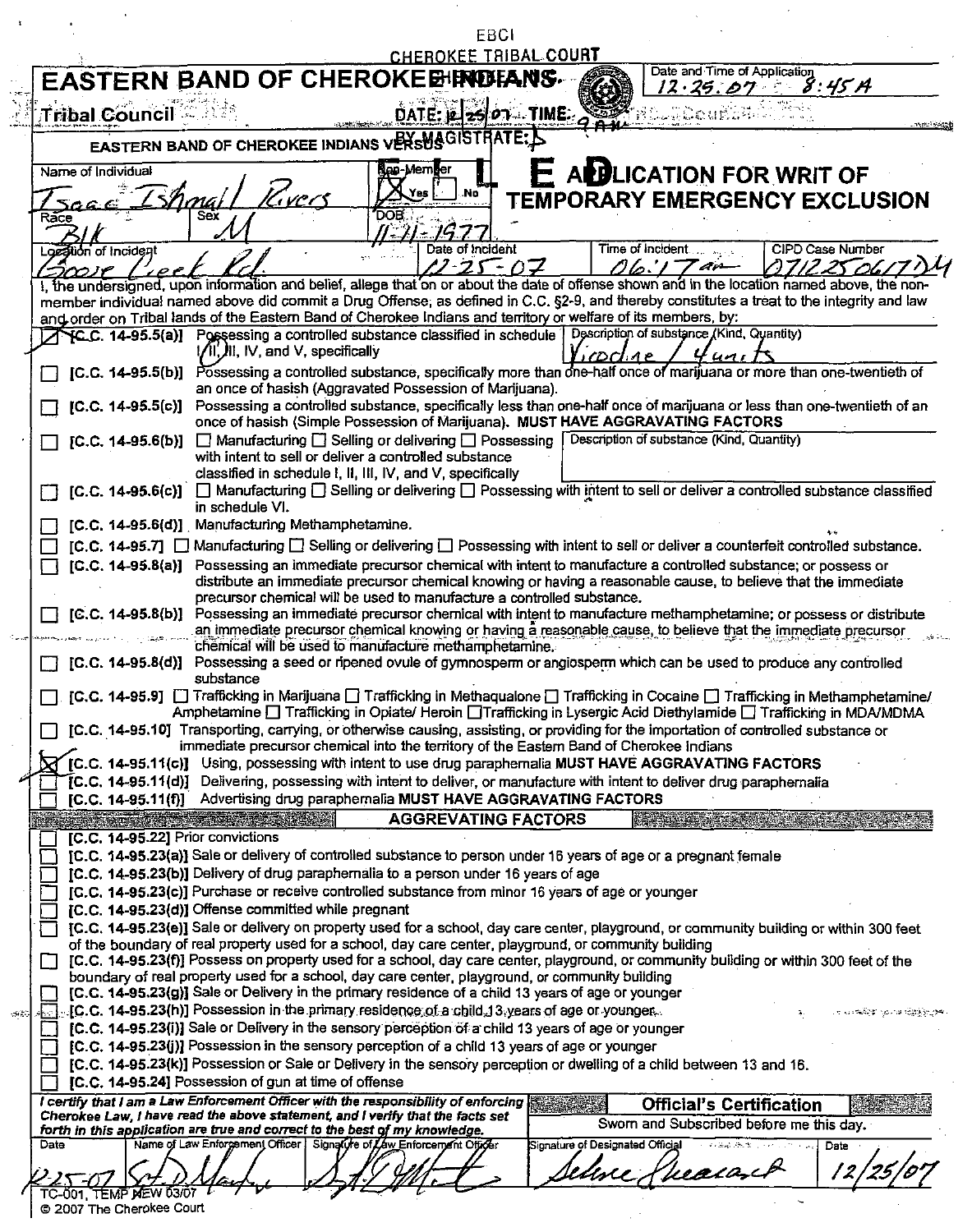EBCI
CHEROKEE TRIBAL COURT

# EASTERN BAND OF CHEROKEE INDIANS

Date and Time of Application: 12.25.07 8:45 A

Tribal Council

DATE: 12/25/07 TIME: 9 AM

BY MAGISTRATE: D

EASTERN BAND OF CHEROKEE INDIANS VERSUS

FILED

## APPLICATION FOR WRIT OF TEMPORARY EMERGENCY EXCLUSION

| Name of Individual | Non-Member | | |
|---|---|---|---|
| Isaac Ishmail Rivers | ☒ Yes ☐ No | | |
| **Race** | **Sex** | **DOB** | |
| Blk | M | 11-11-1977 | |
| **Location of Incident** | **Date of Incident** | **Time of Incident** | **CIPD Case Number** |
| Goose Creek Rd. | 12-25-07 | 06:17 am | 0712250617DM |

I, the undersigned, upon information and belief, allege that on or about the date of offense shown and in the location named above, the non-member individual named above did commit a Drug Offense, as defined in C.C. §2-9, and thereby constitutes a treat to the integrity and law and order on Tribal lands of the Eastern Band of Cherokee Indians and territory or welfare of its members, by:

- ☒ **[C.C. 14-95.5(a)]** Possessing a controlled substance classified in schedule I, (II), III, IV, and V, specifically — Description of substance (Kind, Quantity): Vicodine / 4 units
- ☐ **[C.C. 14-95.5(b)]** Possessing a controlled substance, specifically more than one-half once of marijuana or more than one-twentieth of an once of hasish (Aggravated Possession of Marijuana).
- ☐ **[C.C. 14-95.5(c)]** Possessing a controlled substance, specifically less than one-half once of marijuana or less than one-twentieth of an once of hasish (Simple Possession of Marijuana). **MUST HAVE AGGRAVATING FACTORS**
- ☐ **[C.C. 14-95.6(b)]** ☐ Manufacturing ☐ Selling or delivering ☐ Possessing with intent to sell or deliver a controlled substance classified in schedule I, II, III, IV, and V, specifically — Description of substance (Kind, Quantity):
- ☐ **[C.C. 14-95.6(c)]** ☐ Manufacturing ☐ Selling or delivering ☐ Possessing with intent to sell or deliver a controlled substance classified in schedule VI.
- ☐ **[C.C. 14-95.6(d)]** Manufacturing Methamphetamine.
- ☐ **[C.C. 14-95.7]** ☐ Manufacturing ☐ Selling or delivering ☐ Possessing with intent to sell or deliver a counterfeit controlled substance.
- ☐ **[C.C. 14-95.8(a)]** Possessing an immediate precursor chemical with intent to manufacture a controlled substance; or possess or distribute an immediate precursor chemical knowing or having a reasonable cause, to believe that the immediate precursor chemical will be used to manufacture a controlled substance.
- ☐ **[C.C. 14-95.8(b)]** Possessing an immediate precursor chemical with intent to manufacture methamphetamine; or possess or distribute an immediate precursor chemical knowing or having a reasonable cause, to believe that the immediate precursor chemical will be used to manufacture methamphetamine.
- ☐ **[C.C. 14-95.8(d)]** Possessing a seed or ripened ovule of gymnosperm or angiosperm which can be used to produce any controlled substance
- ☐ **[C.C. 14-95.9]** ☐ Trafficking in Marijuana ☐ Trafficking in Methaqualone ☐ Trafficking in Cocaine ☐ Trafficking in Methamphetamine/ Amphetamine ☐ Trafficking in Opiate/ Heroin ☐Trafficking in Lysergic Acid Diethylamide ☐ Trafficking in MDA/MDMA
- ☐ **[C.C. 14-95.10]** Transporting, carrying, or otherwise causing, assisting, or providing for the importation of controlled substance or immediate precursor chemical into the territory of the Eastern Band of Cherokee Indians
- ☒ **[C.C. 14-95.11(c)]** Using, possessing with intent to use drug paraphernalia **MUST HAVE AGGRAVATING FACTORS**
- ☐ **[C.C. 14-95.11(d)]** Delivering, possessing with intent to deliver, or manufacture with intent to deliver drug paraphernalia
- ☐ **[C.C. 14-95.11(f)]** Advertising drug paraphernalia **MUST HAVE AGGRAVATING FACTORS**

### AGGREVATING FACTORS

- ☐ [C.C. 14-95.22] Prior convictions
- ☐ [C.C. 14-95.23(a)] Sale or delivery of controlled substance to person under 16 years of age or a pregnant female
- ☐ [C.C. 14-95.23(b)] Delivery of drug paraphernalia to a person under 16 years of age
- ☐ [C.C. 14-95.23(c)] Purchase or receive controlled substance from minor 16 years of age or younger
- ☐ [C.C. 14-95.23(d)] Offense committed while pregnant
- ☐ [C.C. 14-95.23(e)] Sale or delivery on property used for a school, day care center, playground, or community building or within 300 feet of the boundary of real property used for a school, day care center, playground, or community building
- ☐ [C.C. 14-95.23(f)] Possess on property used for a school, day care center, playground, or community building or within 300 feet of the boundary of real property used for a school, day care center, playground, or community building
- ☐ [C.C. 14-95.23(g)] Sale or Delivery in the primary residence of a child 13 years of age or younger
- ☐ [C.C. 14-95.23(h)] Possession in the primary residence of a child 13 years of age or younger
- ☐ [C.C. 14-95.23(i)] Sale or Delivery in the sensory perception of a child 13 years of age or younger
- ☐ [C.C. 14-95.23(j)] Possession in the sensory perception of a child 13 years of age or younger
- ☐ [C.C. 14-95.23(k)] Possession or Sale or Delivery in the sensory perception or dwelling of a child between 13 and 16.
- ☐ [C.C. 14-95.24] Possession of gun at time of offense

***I certify that I am a Law Enforcement Officer with the responsibility of enforcing Cherokee Law, I have read the above statement, and I verify that the facts set forth in this application are true and correct to the best of my knowledge.***

**Official's Certification**
Sworn and Subscribed before me this day.

| Date | Name of Law Enforcement Officer | Signature of Law Enforcement Officer | Signature of Designated Official | Date |
|---|---|---|---|---|
| 12-25-07 | Sgt. D. Martin | [signature] | [signature] | 12/25/07 |

TC-001, TEMP NEW 03/07
© 2007 The Cherokee Court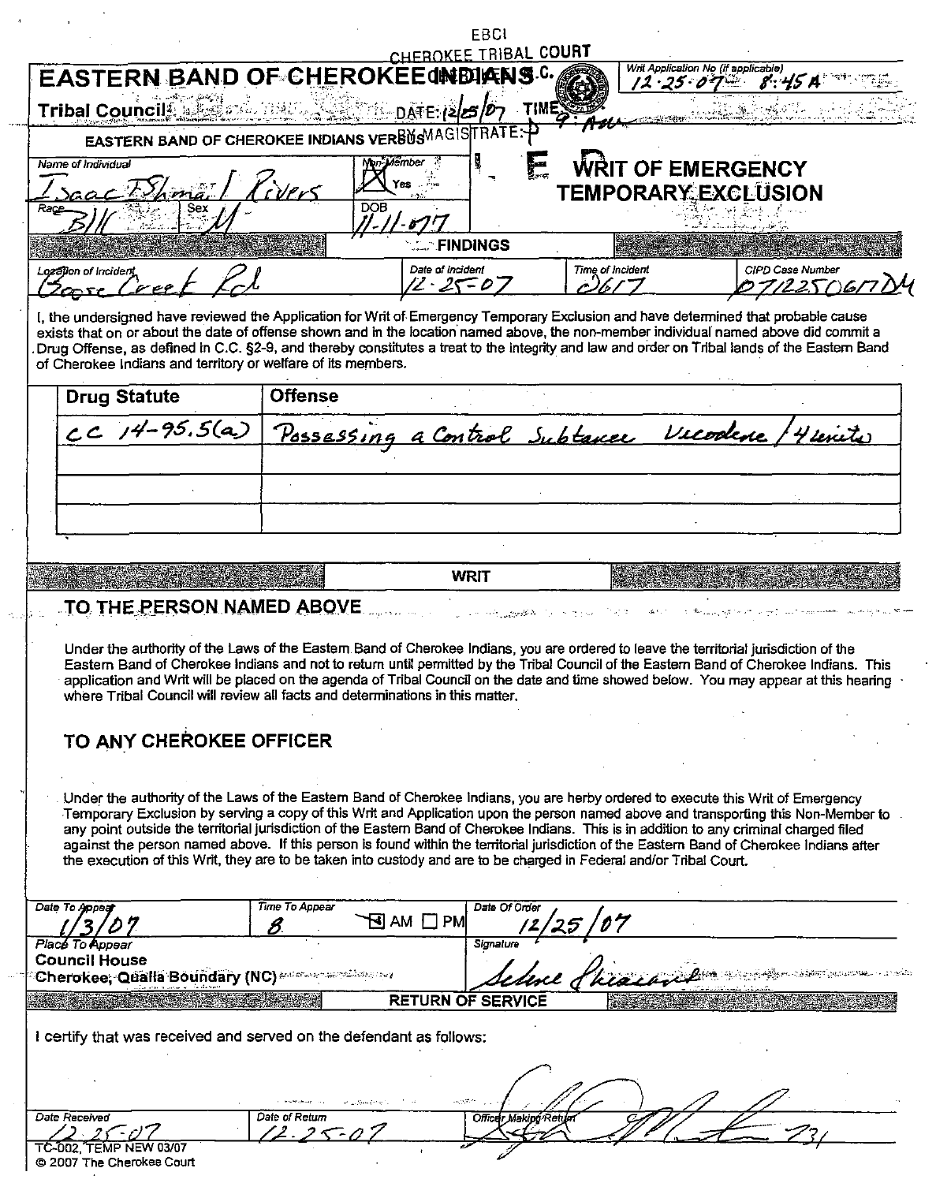EBCI
CHEROKEE TRIBAL COURT

# EASTERN BAND OF CHEROKEE INDIANS

Writ Application No (if applicable) 12-25-07 8:45A

Tribal Council DATE: 12/25/07 TIME 9:AM

BY MAGISTRATE: P

EASTERN BAND OF CHEROKEE INDIANS VERSUS

FILED

## WRIT OF EMERGENCY TEMPORARY EXCLUSION

| Name of Individual | Non-Member |
|---|---|
| Isaac Ishmail Rivers | [X] Yes |

| Race | Sex | DOB |
|---|---|---|
| B/U | M | 11-11-077 |

### FINDINGS

| Location of Incident | Date of Incident | Time of Incident | CIPD Case Number |
|---|---|---|---|
| Goose Creek Rd | 12-25-07 | 0617 | 07122506177DM |

I, the undersigned have reviewed the Application for Writ of Emergency Temporary Exclusion and have determined that probable cause exists that on or about the date of offense shown and in the location named above, the non-member individual named above did commit a Drug Offense, as defined in C.C. §2-9, and thereby constitutes a treat to the integrity and law and order on Tribal lands of the Eastern Band of Cherokee Indians and territory or welfare of its members.

| Drug Statute | Offense |
|---|---|
| CC 14-95.5(a) | Possessing a Control Subtance Vicodene / 4 units |
| | |
| | |
| | |

### WRIT

## TO THE PERSON NAMED ABOVE

Under the authority of the Laws of the Eastern Band of Cherokee Indians, you are ordered to leave the territorial jurisdiction of the Eastern Band of Cherokee Indians and not to return until permitted by the Tribal Council of the Eastern Band of Cherokee Indians. This application and Writ will be placed on the agenda of Tribal Council on the date and time showed below. You may appear at this hearing where Tribal Council will review all facts and determinations in this matter.

## TO ANY CHEROKEE OFFICER

Under the authority of the Laws of the Eastern Band of Cherokee Indians, you are herby ordered to execute this Writ of Emergency Temporary Exclusion by serving a copy of this Writ and Application upon the person named above and transporting this Non-Member to any point outside the territorial jurisdiction of the Eastern Band of Cherokee Indians. This is in addition to any criminal charged filed against the person named above. If this person is found within the territorial jurisdiction of the Eastern Band of Cherokee Indians after the execution of this Writ, they are to be taken into custody and are to be charged in Federal and/or Tribal Court.

| Date To Appear | Time To Appear | | Date Of Order |
|---|---|---|---|
| 1/3/07 | 8 | [X] AM [ ] PM | 12/25/07 |

| Place To Appear | Signature |
|---|---|
| Council House<br>Cherokee, Qualla Boundary (NC) | Selene Lhiasart |

### RETURN OF SERVICE

I certify that was received and served on the defendant as follows:

| Date Received | Date of Return | Officer Making Return |
|---|---|---|
| 12-25-07 | 12-25-07 | [signature] 231 |

TC-002, TEMP NEW 03/07
© 2007 The Cherokee Court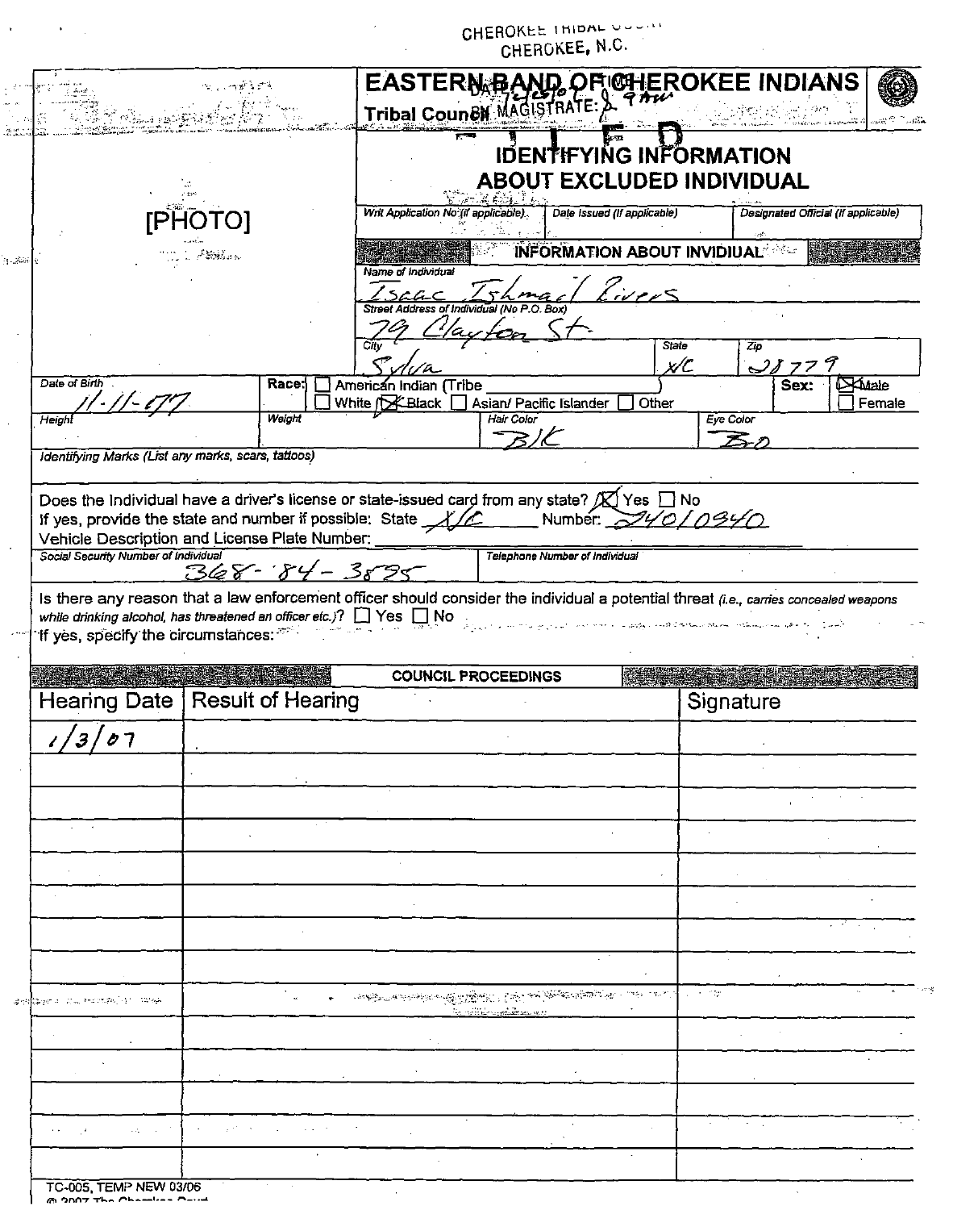CHEROKEE TRIBAL COURT
CHEROKEE, N.C.

FILED

DATE: 7/26/07
BY MAGISTRATE: [initials] 9 AM

# EASTERN BAND OF CHEROKEE INDIANS

**Tribal Council**

## IDENTIFYING INFORMATION ABOUT EXCLUDED INDIVIDUAL

[PHOTO]

| Writ Application No (if applicable) | Date Issued (if applicable) | Designated Official (if applicable) |
|---|---|---|
| | | |

### INFORMATION ABOUT INVIDIUAL

| Name of Individual | | |
|---|---|---|
| Isaac Ishmael Rivers | | |
| **Street Address of Individual (No P.O. Box)** | | |
| 79 Clayton St. | | |
| **City** | **State** | **Zip** |
| Sylva | NC | 28779 |

**Date of Birth:** 11-11-77

**Race:** ☐ American Indian (Tribe ______) ☐ White ☒ Black ☐ Asian/ Pacific Islander ☐ Other

**Sex:** ☒ Male ☐ Female

| Height | Weight | Hair Color | Eye Color |
|---|---|---|---|
| | | BlK | Bro |

**Identifying Marks** (List any marks, scars, tattoos)

Does the Individual have a driver's license or state-issued card from any state? ☒ Yes ☐ No

If yes, provide the state and number if possible: State NC Number: 24010940

Vehicle Description and License Plate Number: ______

| Social Security Number of Individual | Telephone Number of Individual |
|---|---|
| 368-84-3895 | |

Is there any reason that a law enforcement officer should consider the individual a potential threat (i.e., carries concealed weapons while drinking alcohol, has threatened an officer etc.)? ☐ Yes ☐ No

If yes, specify the circumstances: ______

### COUNCIL PROCEEDINGS

| Hearing Date | Result of Hearing | Signature |
|---|---|---|
| 1/3/07 | | |
| | | |
| | | |
| | | |
| | | |
| | | |
| | | |
| | | |
| | | |
| | | |
| | | |
| | | |
| | | |
| | | |
| | | |
| | | |
| | | |

TC-005, TEMP NEW 03/06

© 2007 The Cherokee Court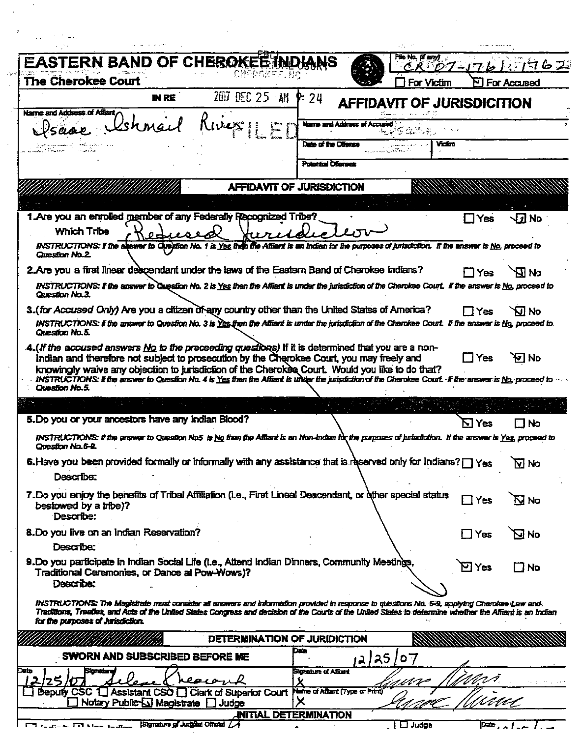# EASTERN BAND OF CHEROKEE INDIANS

**The Cherokee Court**

File No. (if any) CR 07-1761; 1762

☐ For Victim ☒ For Accused

FILED 2007 DEC 25 AM 9:24

IN RE

## AFFIDAVIT OF JURISDICITION

| Name and Address of Affiant | Name and Address of Accused |
|---|---|
| Isaac Ishmail Rivers | Isaac |
| | Date of the Offense / Victim |
| | Potential Offenses |

## AFFIDAVIT OF JURISDICTION

**1.** Are you an enrolled member of any Federally Recognized Tribe? ☐ Yes ☒ No

Which Tribe: Refused Jurisdiction

*INSTRUCTIONS: If the answer to Question No. 1 is Yes then the Affiant is an Indian for the purposes of jurisdiction. If the answer is No, proceed to Question No.2.*

**2.** Are you a first linear descendant under the laws of the Eastern Band of Cherokee Indians? ☐ Yes ☒ No

*INSTRUCTIONS: If the answer to Question No. 2 is Yes then the Affiant is under the jurisdiction of the Cherokee Court. If the answer is No, proceed to Question No.3.*

**3.** *(for Accused Only)* Are you a citizen of any country other than the United States of America? ☐ Yes ☒ No

*INSTRUCTIONS: If the answer to Question No. 3 is Yes then the Affiant is under the jurisdiction of the Cherokee Court. If the answer is No, proceed to Question No.5.*

**4.** *(If the accused answers No to the preceeding questions)* If it is determined that you are a non-Indian and therefore not subject to prosecution by the Cherokee Court, you may freely and knowingly waive any objection to jurisdiction of the Cherokee Court. Would you like to do that? ☐ Yes ☒ No

*INSTRUCTIONS: If the answer to Question No. 4 is Yes then the Affiant is under the jurisdiction of the Cherokee Court. If the answer is No, proceed to Question No.5.*

**5.** Do you or your ancestors have any Indian Blood? ☒ Yes ☐ No

*INSTRUCTIONS: If the answer to Question No5 is No than the Affiant is an Non-Indian for the purposes of jurisdiction. If the answer is Yes, proceed to Question No.6-9.*

**6.** Have you been provided formally or informally with any assistance that is reserved only for Indians? ☐ Yes ☒ No

Describe:

**7.** Do you enjoy the benefits of Tribal Affiliation (i.e., First Lineal Descendant, or other special status bestowed by a tribe)? ☐ Yes ☒ No

Describe:

**8.** Do you live on an Indian Reservation? ☐ Yes ☒ No

Describe:

**9.** Do you participate in Indian Social Life (i.e., Attend Indian Dinners, Community Meetings, Traditional Ceremonies, or Dance at Pow-Wows)? ☒ Yes ☐ No

Describe:

*INSTRUCTIONS: The Magistrate must consider all answers and information provided in response to questions No. 5-9, applying Cherokee Law and Traditions, Treaties, and Acts of the United States Congress and decision of the Courts of the United States to determine whether the Affiant is an Indian for the purposes of Jurisdiction.*

## DETERMINATION OF JURIDICTION

**SWORN AND SUBSCRIBED BEFORE ME**

Date: 12/25/07 Signature: [signature]

☐ Deputy CSC ☐ Assistant CSC ☐ Clerk of Superior Court ☐ Notary Public ☒ Magistrate ☐ Judge

Date: 12/25/07

Signature of Affiant: X [signature]

Name of Affiant (Type or Print): X [signature]

**INITIAL DETERMINATION**

☐ Indian ☒ Non-Indian Signature of Judicial Official ☐ Judge Date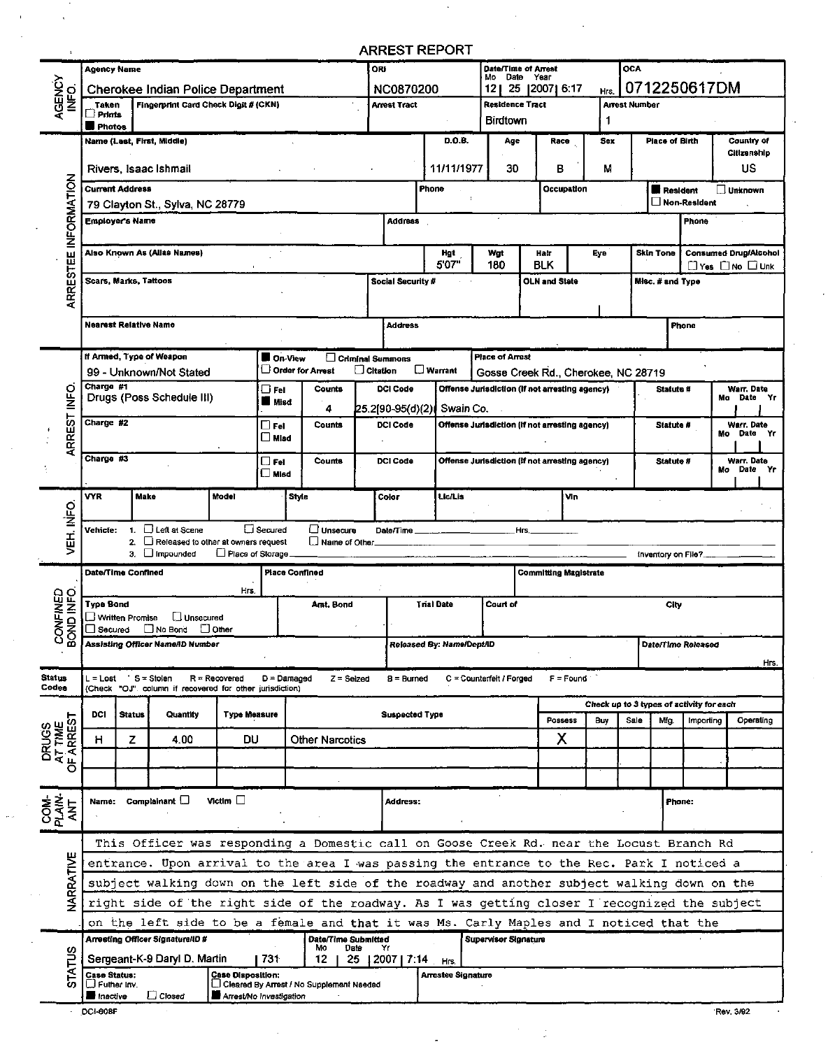# ARREST REPORT

## AGENCY INFO.

| Agency Name | ORI | Date/Time of Arrest (Mo Date Year) | OCA |
|---|---|---|---|
| Cherokee Indian Police Department | NC0870200 | 12 \| 25 \| 2007 \| 6:17 Hrs. | 0712250617DM |

| Taken | Fingerprint Card Check Digit # (CKN) | Arrest Tract | Residence Tract | Arrest Number |
|---|---|---|---|---|
| ☐ Prints ■ Photos | | | Birdtown | 1 |

## ARRESTEE INFORMATION

| Name (Last, First, Middle) | D.O.B. | Age | Race | Sex | Place of Birth | Country of Citizenship |
|---|---|---|---|---|---|---|
| Rivers, Isaac Ishmail | 11/11/1977 | 30 | B | M | | US |

| Current Address | Phone | Occupation | Resident Status |
|---|---|---|---|
| 79 Clayton St., Sylva, NC 28779 | | | ■ Resident ☐ Unknown ☐ Non-Resident |

| Employer's Name | Address | Phone |
|---|---|---|
| | | |

| Also Known As (Alias Names) | Hgt | Wgt | Hair | Eye | Skin Tone | Consumed Drug/Alcohol |
|---|---|---|---|---|---|---|
| | 5'07" | 180 | BLK | | | ☐ Yes ☐ No ☐ Unk |

| Scars, Marks, Tattoos | Social Security # | OLN and State | Misc. # and Type |
|---|---|---|---|
| | | | |

| Nearest Relative Name | Address | Phone |
|---|---|---|
| | | |

## ARREST INFO.

| If Armed, Type of Weapon | Type of Arrest | Place of Arrest |
|---|---|---|
| 99 - Unknown/Not Stated | ■ On-View ☐ Criminal Summons ☐ Order for Arrest ☐ Citation ☐ Warrant | Gosse Creek Rd., Cherokee, NC 28719 |

| Charge | Fel/Misd | Counts | DCI Code | Offense Jurisdiction (if not arresting agency) | Statute # | Warr. Date (Mo Date Yr) |
|---|---|---|---|---|---|---|
| Charge #1: Drugs (Poss Schedule III) | ☐ Fel ■ Misd | 4 | 25.2[90-95(d)(2)] | Swain Co. | | |
| Charge #2: | ☐ Fel ☐ Misd | | | | | |
| Charge #3: | ☐ Fel ☐ Misd | | | | | |

## VEH. INFO.

| VYR | Make | Model | Style | Color | Lic/Lis | Vin |
|---|---|---|---|---|---|---|
| | | | | | | |

Vehicle: 1. ☐ Left at Scene ☐ Secured ☐ Unsecure Date/Time ____ Hrs. ____
2. ☐ Released to other at owners request ☐ Name of Other ____
3. ☐ Impounded ☐ Place of Storage ____ Inventory on File? ____

## CONFINED BOND INFO.

| Date/Time Confined | Place Confined | Committing Magistrate |
|---|---|---|
| Hrs. | | |

| Type Bond | Amt. Bond | Trial Date | Court of | City |
|---|---|---|---|---|
| ☐ Written Promise ☐ Unsecured ☐ Secured ☐ No Bond ☐ Other | | | | |

| Assisting Officer Name/ID Number | Released By: Name/Dept/ID | Date/Time Released |
|---|---|---|
| | | Hrs. |

**Status Codes:** L = Lost S = Stolen R = Recovered D = Damaged Z = Seized B = Burned C = Counterfeit / Forged F = Found (Check "OJ" column if recovered for other jurisdiction)

## DRUGS AT TIME OF ARREST

| DCI | Status | Quantity | Type Measure | Suspected Type | Possess | Buy | Sale | Mfg. | Importing | Operating |
|---|---|---|---|---|---|---|---|---|---|---|
| H | Z | 4.00 | DU | Other Narcotics | X | | | | | |
| | | | | | | | | | | |
| | | | | | | | | | | |

## COMPLAINANT

| Name: Complainant ☐ Victim ☐ | Address: | Phone: |
|---|---|---|
| | | |

## NARRATIVE

This Officer was responding a Domestic call on Goose Creek Rd. near the Locust Branch Rd entrance. Upon arrival to the area I was passing the entrance to the Rec. Park I noticed a subject walking down on the left side of the roadway and another subject walking down on the right side of the right side of the roadway. As I was getting closer I recognized the subject on the left side to be a female and that it was Ms. Carly Maples and I noticed that the

## STATUS

| Arresting Officer Signature/ID # | Date/Time Submitted (Mo Date Yr) | Supervisor Signature |
|---|---|---|
| Sergeant-K-9 Daryl D. Martin \| 731 | 12 \| 25 \| 2007 \| 7:14 Hrs. | |

| Case Status | Case Disposition | Arrestee Signature |
|---|---|---|
| ☐ Futher Inv. ■ Inactive ☐ Closed | ☐ Cleared By Arrest / No Supplement Needed ■ Arrest/No Investigation | |

DCI-608F Rev. 3/92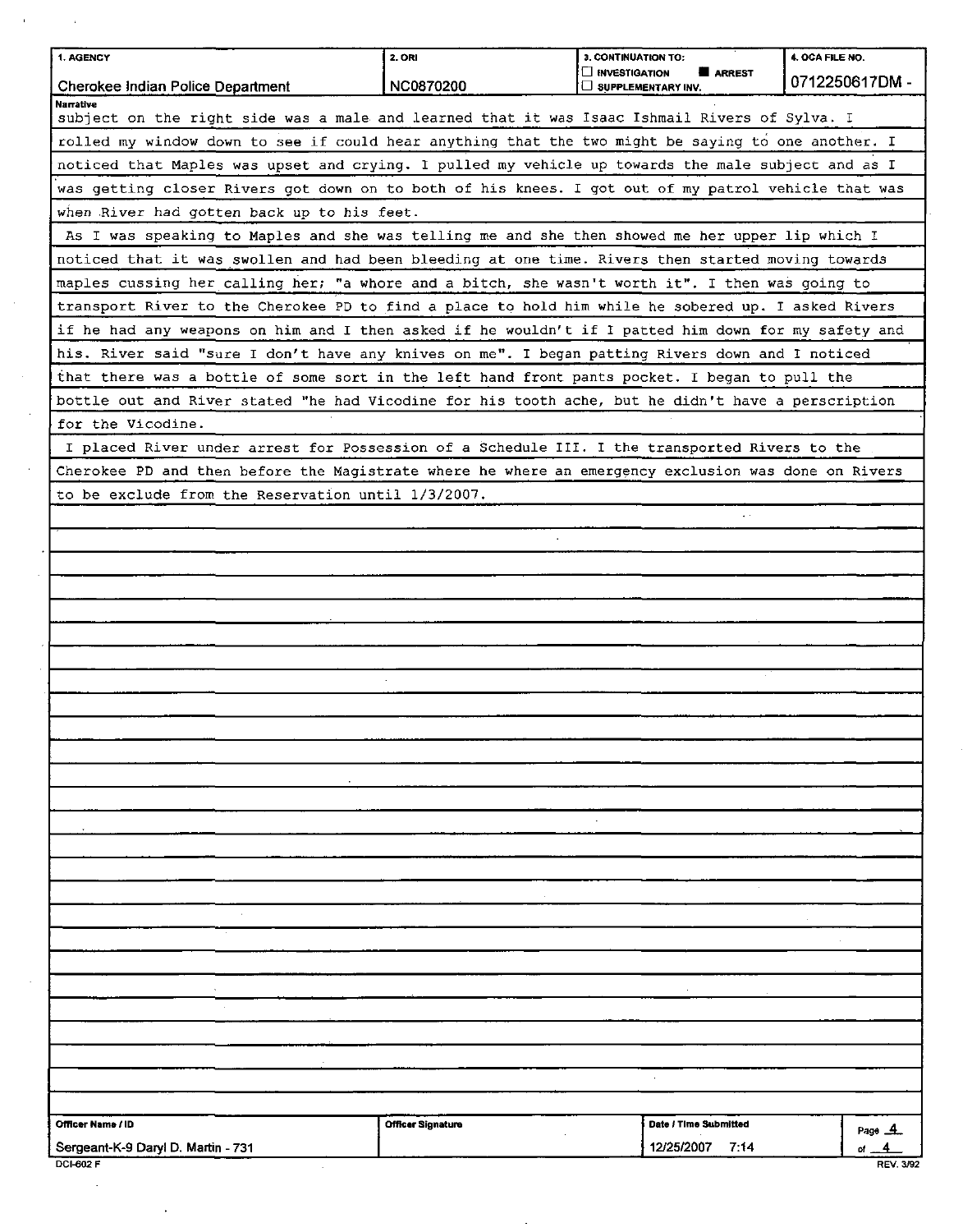| 1. AGENCY | 2. ORI | 3. CONTINUATION TO: | 4. OCA FILE NO. |
|---|---|---|---|
| Cherokee Indian Police Department | NC0870200 | ☐ INVESTIGATION ■ ARREST ☐ SUPPLEMENTARY INV. | 0712250617DM - |

**Narrative**

subject on the right side was a male and learned that it was Isaac Ishmail Rivers of Sylva. I rolled my window down to see if could hear anything that the two might be saying to one another. I noticed that Maples was upset and crying. I pulled my vehicle up towards the male subject and as I was getting closer Rivers got down on to both of his knees. I got out of my patrol vehicle that was when River had gotten back up to his feet.

As I was speaking to Maples and she was telling me and she then showed me her upper lip which I noticed that it was swollen and had been bleeding at one time. Rivers then started moving towards maples cussing her calling her; "a whore and a bitch, she wasn't worth it". I then was going to transport River to the Cherokee PD to find a place to hold him while he sobered up. I asked Rivers if he had any weapons on him and I then asked if he wouldn't if I patted him down for my safety and his. River said "sure I don't have any knives on me". I began patting Rivers down and I noticed that there was a bottle of some sort in the left hand front pants pocket. I began to pull the bottle out and River stated "he had Vicodine for his tooth ache, but he didn't have a perscription for the Vicodine.

I placed River under arrest for Possession of a Schedule III. I the transported Rivers to the Cherokee PD and then before the Magistrate where he where an emergency exclusion was done on Rivers to be exclude from the Reservation until 1/3/2007.

| Officer Name / ID | Officer Signature | Date / Time Submitted |
|---|---|---|
| Sergeant-K-9 Daryl D. Martin - 731 | | 12/25/2007 7:14 |

DCI-602 F REV. 3/92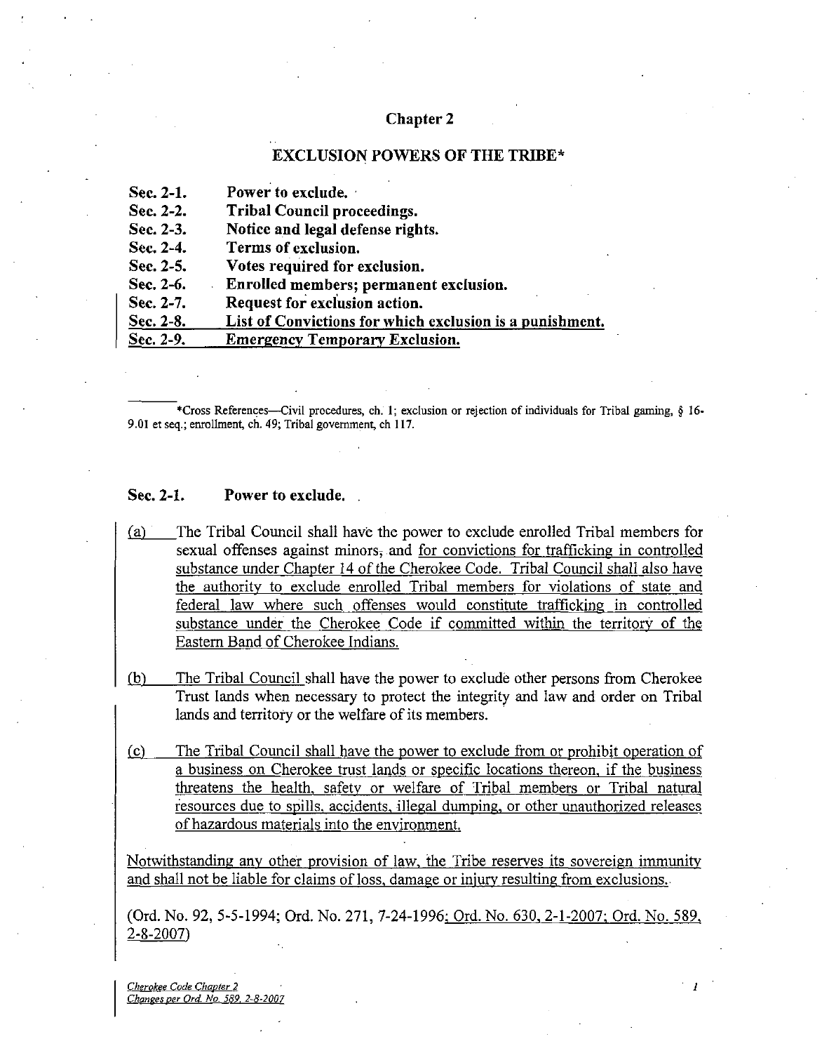# Chapter 2

## EXCLUSION POWERS OF THE TRIBE*

| | |
|---|---|
| **Sec. 2-1.** | **Power to exclude.** |
| **Sec. 2-2.** | **Tribal Council proceedings.** |
| **Sec. 2-3.** | **Notice and legal defense rights.** |
| **Sec. 2-4.** | **Terms of exclusion.** |
| **Sec. 2-5.** | **Votes required for exclusion.** |
| **Sec. 2-6.** | **Enrolled members; permanent exclusion.** |
| **Sec. 2-7.** | **Request for exclusion action.** |
| **Sec. 2-8.** | **List of Convictions for which exclusion is a punishment.** |
| **Sec. 2-9.** | **Emergency Temporary Exclusion.** |

*Cross References—Civil procedures, ch. 1; exclusion or rejection of individuals for Tribal gaming, § 16-9.01 et seq.; enrollment, ch. 49; Tribal government, ch 117.

### Sec. 2-1. Power to exclude.

(a) The Tribal Council shall have the power to exclude enrolled Tribal members for sexual offenses against minors, and for convictions for trafficking in controlled substance under Chapter 14 of the Cherokee Code. Tribal Council shall also have the authority to exclude enrolled Tribal members for violations of state and federal law where such offenses would constitute trafficking in controlled substance under the Cherokee Code if committed within the territory of the Eastern Band of Cherokee Indians.

(b) The Tribal Council shall have the power to exclude other persons from Cherokee Trust lands when necessary to protect the integrity and law and order on Tribal lands and territory or the welfare of its members.

(c) The Tribal Council shall have the power to exclude from or prohibit operation of a business on Cherokee trust lands or specific locations thereon, if the business threatens the health, safety or welfare of Tribal members or Tribal natural resources due to spills, accidents, illegal dumping, or other unauthorized releases of hazardous materials into the environment.

Notwithstanding any other provision of law, the Tribe reserves its sovereign immunity and shall not be liable for claims of loss, damage or injury resulting from exclusions.

(Ord. No. 92, 5-5-1994; Ord. No. 271, 7-24-1996; Ord. No. 630, 2-1-2007; Ord. No. 589, 2-8-2007)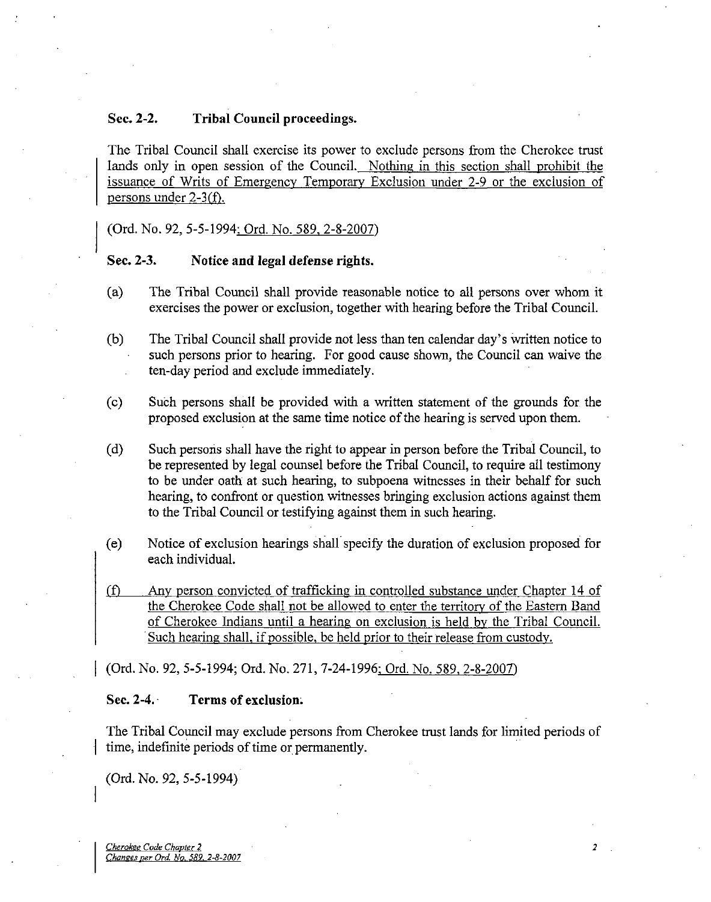### Sec. 2-2. Tribal Council proceedings.

The Tribal Council shall exercise its power to exclude persons from the Cherokee trust lands only in open session of the Council. Nothing in this section shall prohibit the issuance of Writs of Emergency Temporary Exclusion under 2-9 or the exclusion of persons under 2-3(f).

(Ord. No. 92, 5-5-1994; Ord. No. 589, 2-8-2007)

### Sec. 2-3. Notice and legal defense rights.

(a) The Tribal Council shall provide reasonable notice to all persons over whom it exercises the power or exclusion, together with hearing before the Tribal Council.

(b) The Tribal Council shall provide not less than ten calendar day's written notice to such persons prior to hearing. For good cause shown, the Council can waive the ten-day period and exclude immediately.

(c) Such persons shall be provided with a written statement of the grounds for the proposed exclusion at the same time notice of the hearing is served upon them.

(d) Such persons shall have the right to appear in person before the Tribal Council, to be represented by legal counsel before the Tribal Council, to require all testimony to be under oath at such hearing, to subpoena witnesses in their behalf for such hearing, to confront or question witnesses bringing exclusion actions against them to the Tribal Council or testifying against them in such hearing.

(e) Notice of exclusion hearings shall specify the duration of exclusion proposed for each individual.

(f) Any person convicted of trafficking in controlled substance under Chapter 14 of the Cherokee Code shall not be allowed to enter the territory of the Eastern Band of Cherokee Indians until a hearing on exclusion is held by the Tribal Council. Such hearing shall, if possible, be held prior to their release from custody.

(Ord. No. 92, 5-5-1994; Ord. No. 271, 7-24-1996; Ord. No. 589, 2-8-2007)

### Sec. 2-4. Terms of exclusion.

The Tribal Council may exclude persons from Cherokee trust lands for limited periods of time, indefinite periods of time or permanently.

(Ord. No. 92, 5-5-1994)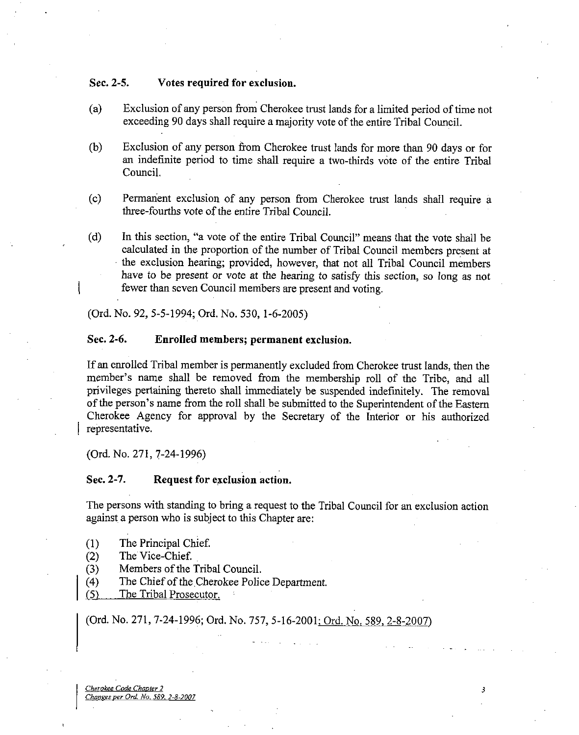### Sec. 2-5. Votes required for exclusion.

(a) Exclusion of any person from Cherokee trust lands for a limited period of time not exceeding 90 days shall require a majority vote of the entire Tribal Council.

(b) Exclusion of any person from Cherokee trust lands for more than 90 days or for an indefinite period to time shall require a two-thirds vote of the entire Tribal Council.

(c) Permanent exclusion of any person from Cherokee trust lands shall require a three-fourths vote of the entire Tribal Council.

(d) In this section, "a vote of the entire Tribal Council" means that the vote shall be calculated in the proportion of the number of Tribal Council members present at the exclusion hearing; provided, however, that not all Tribal Council members have to be present or vote at the hearing to satisfy this section, so long as not fewer than seven Council members are present and voting.

(Ord. No. 92, 5-5-1994; Ord. No. 530, 1-6-2005)

### Sec. 2-6. Enrolled members; permanent exclusion.

If an enrolled Tribal member is permanently excluded from Cherokee trust lands, then the member's name shall be removed from the membership roll of the Tribe, and all privileges pertaining thereto shall immediately be suspended indefinitely. The removal of the person's name from the roll shall be submitted to the Superintendent of the Eastern Cherokee Agency for approval by the Secretary of the Interior or his authorized representative.

(Ord. No. 271, 7-24-1996)

### Sec. 2-7. Request for exclusion action.

The persons with standing to bring a request to the Tribal Council for an exclusion action against a person who is subject to this Chapter are:

(1) The Principal Chief.
(2) The Vice-Chief.
(3) Members of the Tribal Council.
(4) The Chief of the Cherokee Police Department.
(5) The Tribal Prosecutor.

(Ord. No. 271, 7-24-1996; Ord. No. 757, 5-16-2001; Ord. No. 589, 2-8-2007)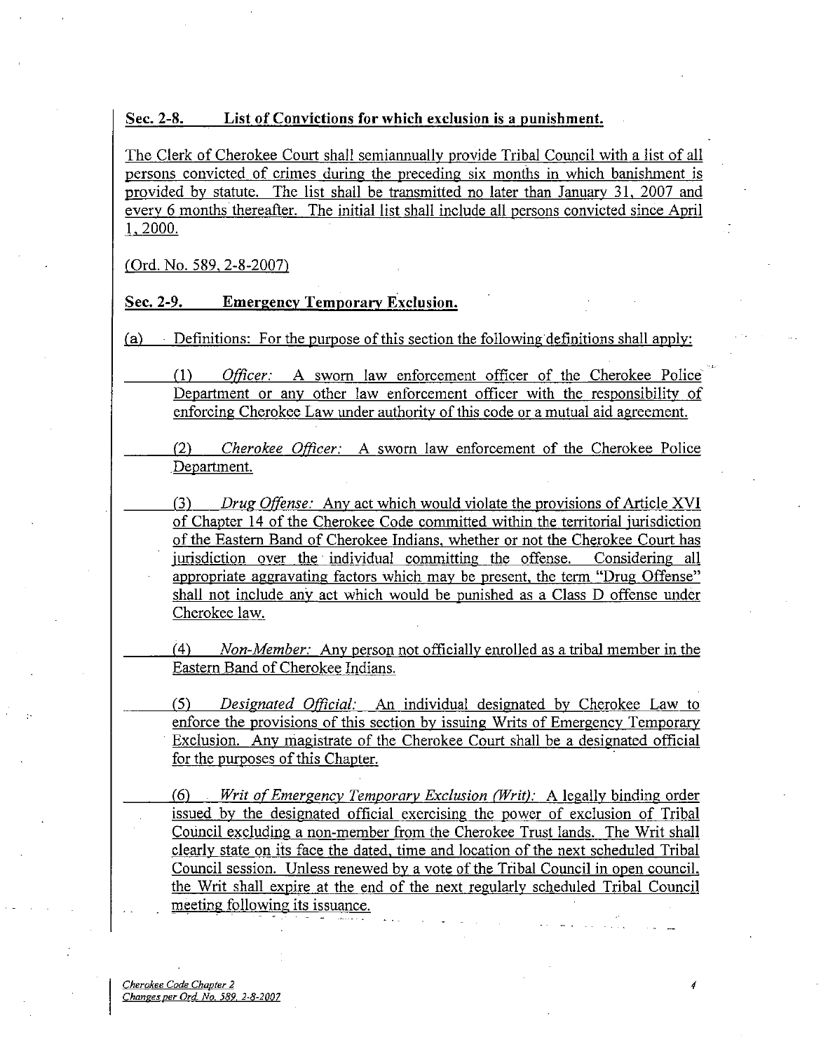**Sec. 2-8. List of Convictions for which exclusion is a punishment.**

The Clerk of Cherokee Court shall semiannually provide Tribal Council with a list of all persons convicted of crimes during the preceding six months in which banishment is provided by statute. The list shall be transmitted no later than January 31, 2007 and every 6 months thereafter. The initial list shall include all persons convicted since April 1, 2000.

(Ord. No. 589, 2-8-2007)

**Sec. 2-9. Emergency Temporary Exclusion.**

(a) Definitions: For the purpose of this section the following definitions shall apply:

(1) *Officer:* A sworn law enforcement officer of the Cherokee Police Department or any other law enforcement officer with the responsibility of enforcing Cherokee Law under authority of this code or a mutual aid agreement.

(2) *Cherokee Officer:* A sworn law enforcement of the Cherokee Police Department.

(3) *Drug Offense:* Any act which would violate the provisions of Article XVI of Chapter 14 of the Cherokee Code committed within the territorial jurisdiction of the Eastern Band of Cherokee Indians, whether or not the Cherokee Court has jurisdiction over the individual committing the offense. Considering all appropriate aggravating factors which may be present, the term "Drug Offense" shall not include any act which would be punished as a Class D offense under Cherokee law.

(4) *Non-Member:* Any person not officially enrolled as a tribal member in the Eastern Band of Cherokee Indians.

(5) *Designated Official:* An individual designated by Cherokee Law to enforce the provisions of this section by issuing Writs of Emergency Temporary Exclusion. Any magistrate of the Cherokee Court shall be a designated official for the purposes of this Chapter.

(6) *Writ of Emergency Temporary Exclusion (Writ):* A legally binding order issued by the designated official exercising the power of exclusion of Tribal Council excluding a non-member from the Cherokee Trust lands. The Writ shall clearly state on its face the dated, time and location of the next scheduled Tribal Council session. Unless renewed by a vote of the Tribal Council in open council, the Writ shall expire at the end of the next regularly scheduled Tribal Council meeting following its issuance.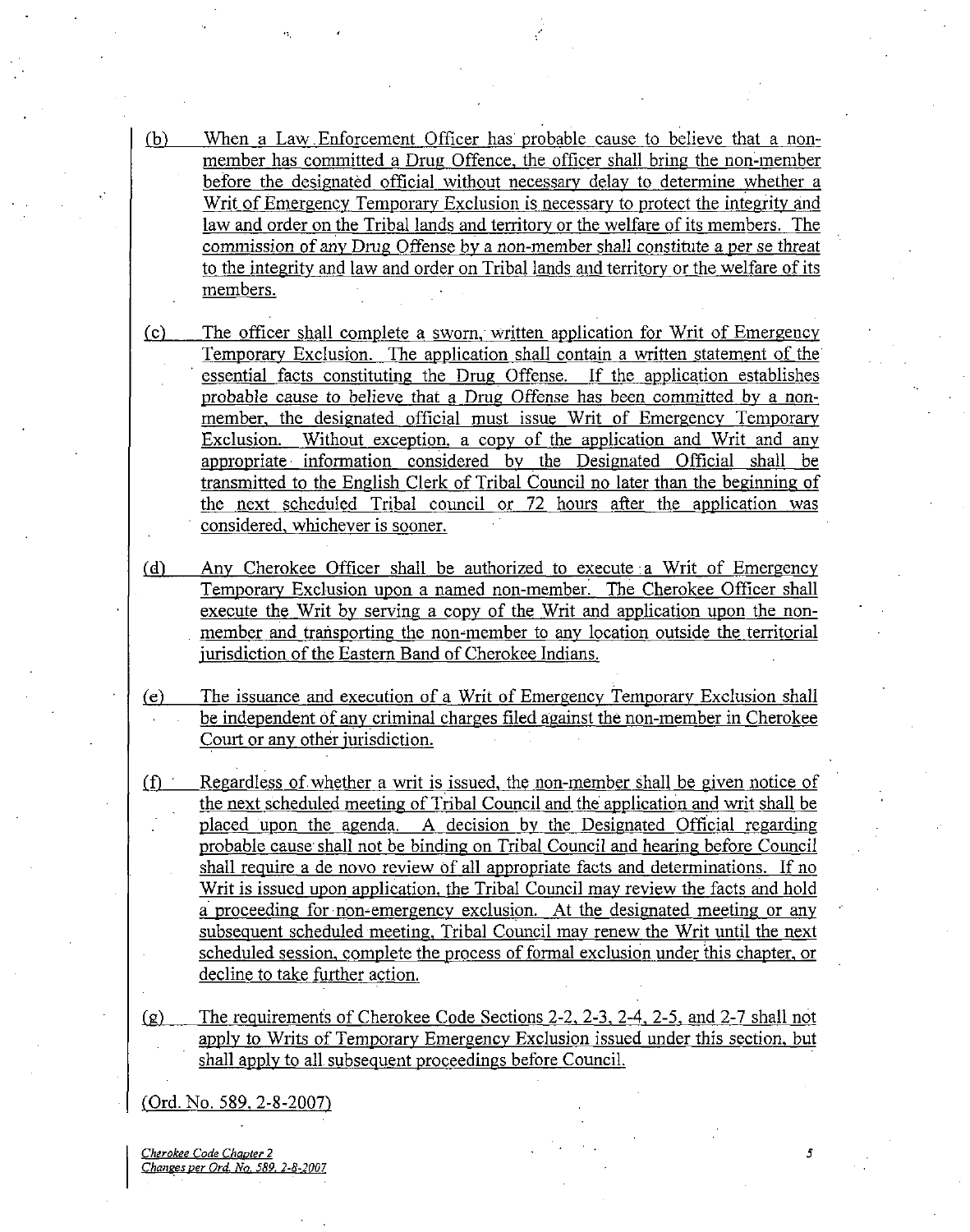(b) When a Law Enforcement Officer has probable cause to believe that a non-member has committed a Drug Offence, the officer shall bring the non-member before the designated official without necessary delay to determine whether a Writ of Emergency Temporary Exclusion is necessary to protect the integrity and law and order on the Tribal lands and territory or the welfare of its members. The commission of any Drug Offense by a non-member shall constitute a per se threat to the integrity and law and order on Tribal lands and territory or the welfare of its members.

(c) The officer shall complete a sworn, written application for Writ of Emergency Temporary Exclusion. The application shall contain a written statement of the essential facts constituting the Drug Offense. If the application establishes probable cause to believe that a Drug Offense has been committed by a non-member, the designated official must issue Writ of Emergency Temporary Exclusion. Without exception, a copy of the application and Writ and any appropriate information considered by the Designated Official shall be transmitted to the English Clerk of Tribal Council no later than the beginning of the next scheduled Tribal council or 72 hours after the application was considered, whichever is sooner.

(d) Any Cherokee Officer shall be authorized to execute a Writ of Emergency Temporary Exclusion upon a named non-member. The Cherokee Officer shall execute the Writ by serving a copy of the Writ and application upon the non-member and transporting the non-member to any location outside the territorial jurisdiction of the Eastern Band of Cherokee Indians.

(e) The issuance and execution of a Writ of Emergency Temporary Exclusion shall be independent of any criminal charges filed against the non-member in Cherokee Court or any other jurisdiction.

(f) Regardless of whether a writ is issued, the non-member shall be given notice of the next scheduled meeting of Tribal Council and the application and writ shall be placed upon the agenda. A decision by the Designated Official regarding probable cause shall not be binding on Tribal Council and hearing before Council shall require a de novo review of all appropriate facts and determinations. If no Writ is issued upon application, the Tribal Council may review the facts and hold a proceeding for non-emergency exclusion. At the designated meeting or any subsequent scheduled meeting, Tribal Council may renew the Writ until the next scheduled session, complete the process of formal exclusion under this chapter, or decline to take further action.

(g) The requirements of Cherokee Code Sections 2-2, 2-3, 2-4, 2-5, and 2-7 shall not apply to Writs of Temporary Emergency Exclusion issued under this section, but shall apply to all subsequent proceedings before Council.

(Ord. No. 589, 2-8-2007)

*Cherokee Code Chapter 2*
*Changes per Ord. No. 589, 2-8-2007*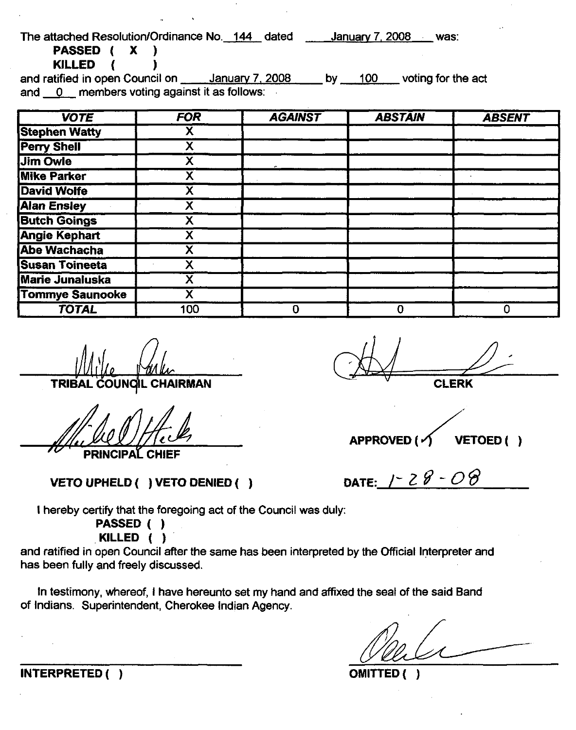The attached Resolution/Ordinance No. 144 dated January 7, 2008 was:

**PASSED ( X )**

**KILLED ( )**

and ratified in open Council on January 7, 2008 by 100 voting for the act and 0 members voting against it as follows:

| *VOTE* | *FOR* | *AGAINST* | *ABSTAIN* | *ABSENT* |
|---|---|---|---|---|
| **Stephen Watty** | X | | | |
| **Perry Shell** | X | | | |
| **Jim Owle** | X | | | |
| **Mike Parker** | X | | | |
| **David Wolfe** | X | | | |
| **Alan Ensley** | X | | | |
| **Butch Goings** | X | | | |
| **Angie Kephart** | X | | | |
| **Abe Wachacha** | X | | | |
| **Susan Toineeta** | X | | | |
| **Marie Junaluska** | X | | | |
| **Tommye Saunooke** | X | | | |
| ***TOTAL*** | 100 | 0 | 0 | 0 |

Mike Parker
**TRIBAL COUNCIL CHAIRMAN**

**CLERK**

Michell Hicks
**PRINCIPAL CHIEF**

**APPROVED ( ✓ ) VETOED ( )**

**VETO UPHELD ( ) VETO DENIED ( )**

**DATE:** 1-28-08

I hereby certify that the foregoing act of the Council was duly:

**PASSED ( )**

**KILLED ( )**

and ratified in open Council after the same has been interpreted by the Official Interpreter and has been fully and freely discussed.

In testimony, whereof, I have hereunto set my hand and affixed the seal of the said Band of Indians. Superintendent, Cherokee Indian Agency.

**INTERPRETED ( )**

**OMITTED ( )**